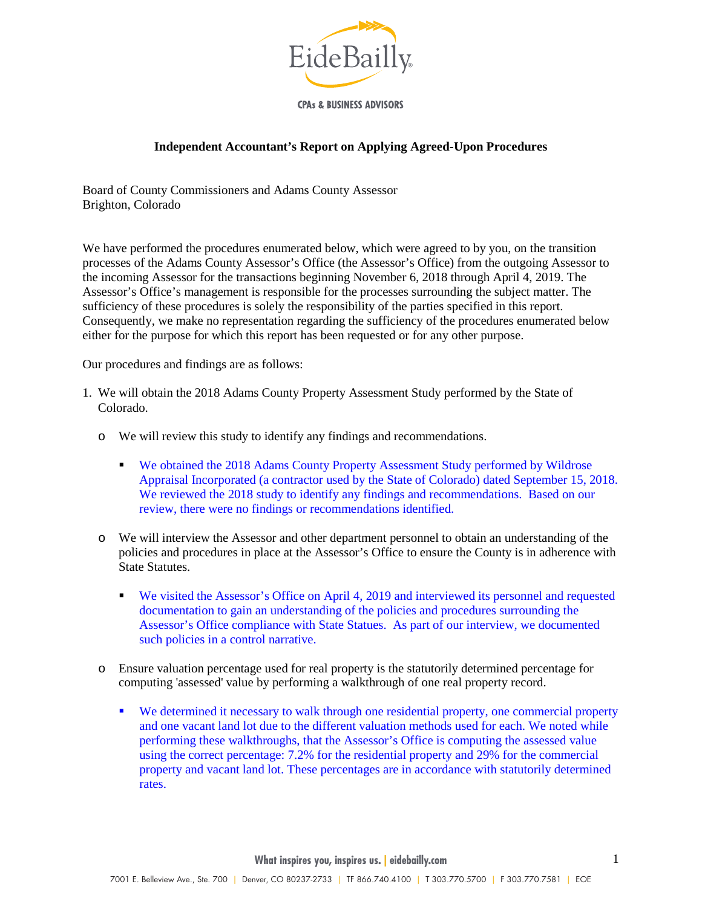EideBailly

CPAs & BUSINESS ADVISORS

**Independent Accountant's Report on Applying Agreed-Upon Procedures**

Board of County Commissioners and Adams County Assessor
Brighton, Colorado

We have performed the procedures enumerated below, which were agreed to by you, on the transition processes of the Adams County Assessor's Office (the Assessor's Office) from the outgoing Assessor to the incoming Assessor for the transactions beginning November 6, 2018 through April 4, 2019. The Assessor's Office's management is responsible for the processes surrounding the subject matter. The sufficiency of these procedures is solely the responsibility of the parties specified in this report. Consequently, we make no representation regarding the sufficiency of the procedures enumerated below either for the purpose for which this report has been requested or for any other purpose.

Our procedures and findings are as follows:

1. We will obtain the 2018 Adams County Property Assessment Study performed by the State of Colorado.
   - We will review this study to identify any findings and recommendations.
     - We obtained the 2018 Adams County Property Assessment Study performed by Wildrose Appraisal Incorporated (a contractor used by the State of Colorado) dated September 15, 2018. We reviewed the 2018 study to identify any findings and recommendations. Based on our review, there were no findings or recommendations identified.
   - We will interview the Assessor and other department personnel to obtain an understanding of the policies and procedures in place at the Assessor's Office to ensure the County is in adherence with State Statutes.
     - We visited the Assessor's Office on April 4, 2019 and interviewed its personnel and requested documentation to gain an understanding of the policies and procedures surrounding the Assessor's Office compliance with State Statues. As part of our interview, we documented such policies in a control narrative.
   - Ensure valuation percentage used for real property is the statutorily determined percentage for computing 'assessed' value by performing a walkthrough of one real property record.
     - We determined it necessary to walk through one residential property, one commercial property and one vacant land lot due to the different valuation methods used for each. We noted while performing these walkthroughs, that the Assessor's Office is computing the assessed value using the correct percentage: 7.2% for the residential property and 29% for the commercial property and vacant land lot. These percentages are in accordance with statutorily determined rates.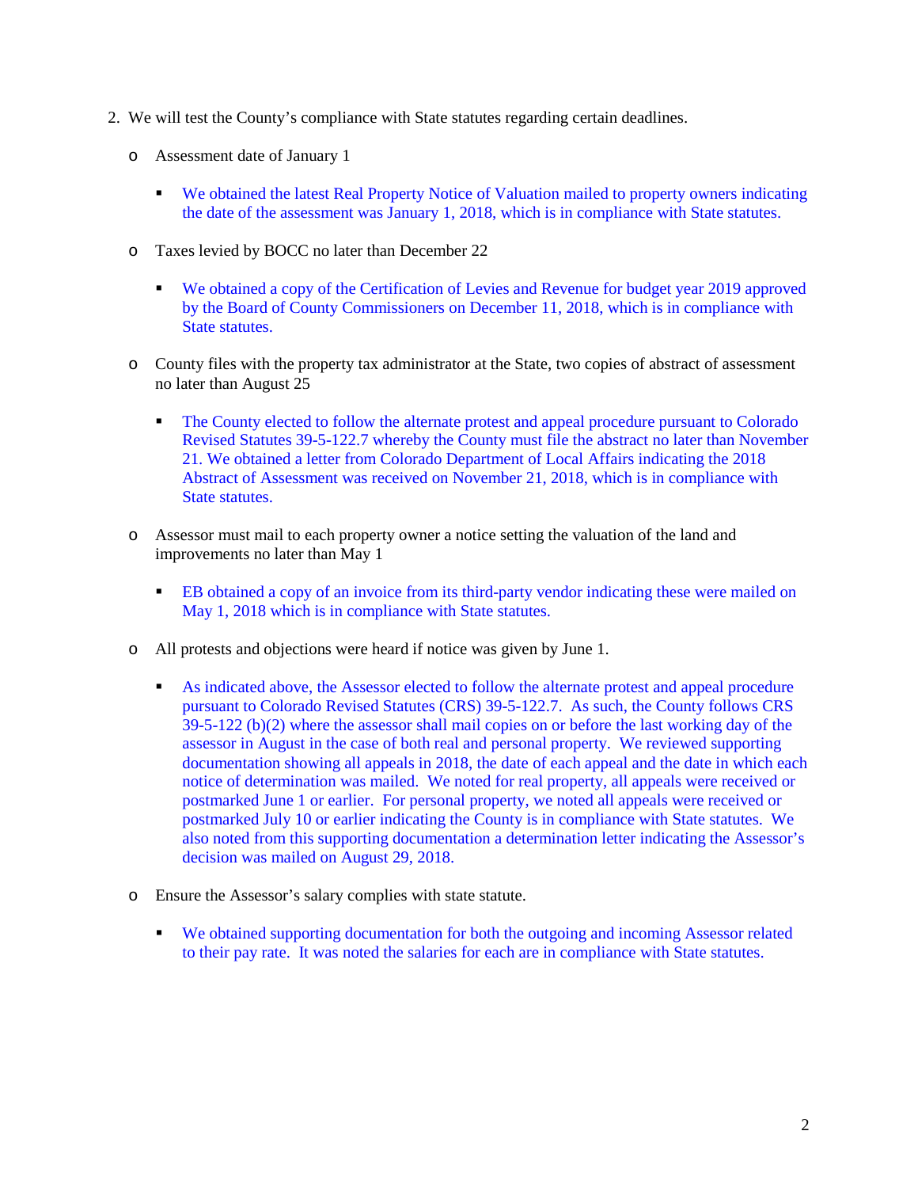2. We will test the County's compliance with State statutes regarding certain deadlines.

   - Assessment date of January 1

     - We obtained the latest Real Property Notice of Valuation mailed to property owners indicating the date of the assessment was January 1, 2018, which is in compliance with State statutes.

   - Taxes levied by BOCC no later than December 22

     - We obtained a copy of the Certification of Levies and Revenue for budget year 2019 approved by the Board of County Commissioners on December 11, 2018, which is in compliance with State statutes.

   - County files with the property tax administrator at the State, two copies of abstract of assessment no later than August 25

     - The County elected to follow the alternate protest and appeal procedure pursuant to Colorado Revised Statutes 39-5-122.7 whereby the County must file the abstract no later than November 21. We obtained a letter from Colorado Department of Local Affairs indicating the 2018 Abstract of Assessment was received on November 21, 2018, which is in compliance with State statutes.

   - Assessor must mail to each property owner a notice setting the valuation of the land and improvements no later than May 1

     - EB obtained a copy of an invoice from its third-party vendor indicating these were mailed on May 1, 2018 which is in compliance with State statutes.

   - All protests and objections were heard if notice was given by June 1.

     - As indicated above, the Assessor elected to follow the alternate protest and appeal procedure pursuant to Colorado Revised Statutes (CRS) 39-5-122.7. As such, the County follows CRS 39-5-122 (b)(2) where the assessor shall mail copies on or before the last working day of the assessor in August in the case of both real and personal property. We reviewed supporting documentation showing all appeals in 2018, the date of each appeal and the date in which each notice of determination was mailed. We noted for real property, all appeals were received or postmarked June 1 or earlier. For personal property, we noted all appeals were received or postmarked July 10 or earlier indicating the County is in compliance with State statutes. We also noted from this supporting documentation a determination letter indicating the Assessor's decision was mailed on August 29, 2018.

   - Ensure the Assessor's salary complies with state statute.

     - We obtained supporting documentation for both the outgoing and incoming Assessor related to their pay rate. It was noted the salaries for each are in compliance with State statutes.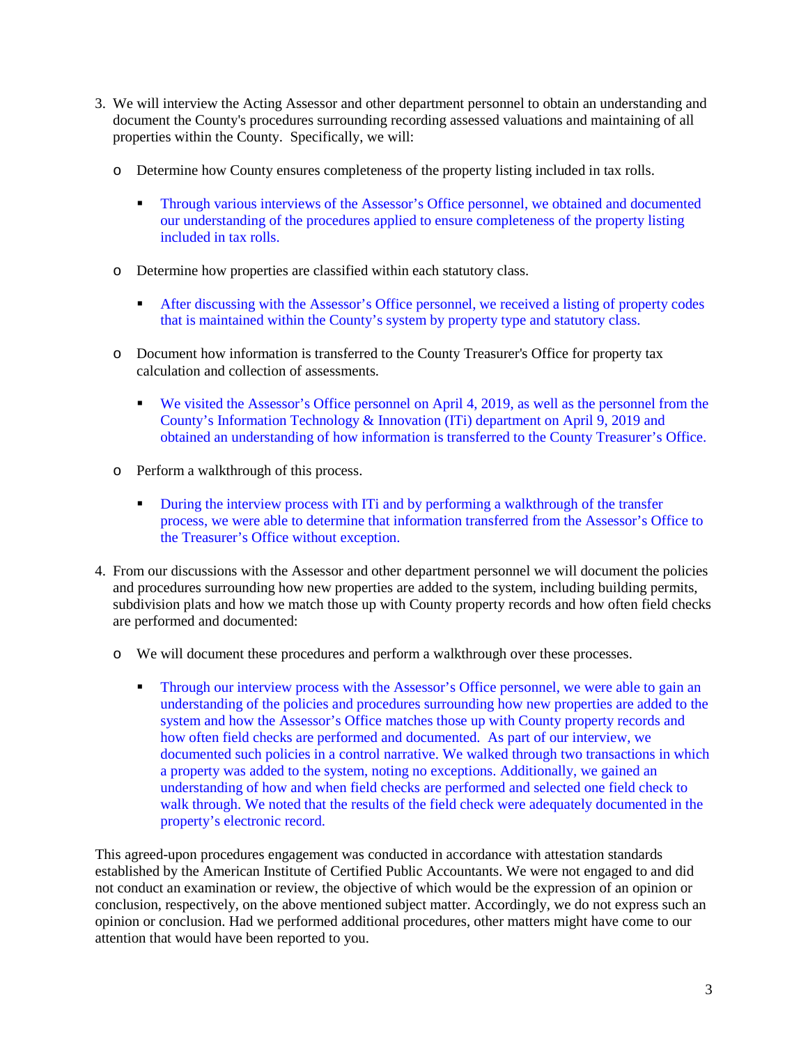3. We will interview the Acting Assessor and other department personnel to obtain an understanding and document the County's procedures surrounding recording assessed valuations and maintaining of all properties within the County. Specifically, we will:

   - Determine how County ensures completeness of the property listing included in tax rolls.

     - Through various interviews of the Assessor's Office personnel, we obtained and documented our understanding of the procedures applied to ensure completeness of the property listing included in tax rolls.

   - Determine how properties are classified within each statutory class.

     - After discussing with the Assessor's Office personnel, we received a listing of property codes that is maintained within the County's system by property type and statutory class.

   - Document how information is transferred to the County Treasurer's Office for property tax calculation and collection of assessments.

     - We visited the Assessor's Office personnel on April 4, 2019, as well as the personnel from the County's Information Technology & Innovation (ITi) department on April 9, 2019 and obtained an understanding of how information is transferred to the County Treasurer's Office.

   - Perform a walkthrough of this process.

     - During the interview process with ITi and by performing a walkthrough of the transfer process, we were able to determine that information transferred from the Assessor's Office to the Treasurer's Office without exception.

4. From our discussions with the Assessor and other department personnel we will document the policies and procedures surrounding how new properties are added to the system, including building permits, subdivision plats and how we match those up with County property records and how often field checks are performed and documented:

   - We will document these procedures and perform a walkthrough over these processes.

     - Through our interview process with the Assessor's Office personnel, we were able to gain an understanding of the policies and procedures surrounding how new properties are added to the system and how the Assessor's Office matches those up with County property records and how often field checks are performed and documented. As part of our interview, we documented such policies in a control narrative. We walked through two transactions in which a property was added to the system, noting no exceptions. Additionally, we gained an understanding of how and when field checks are performed and selected one field check to walk through. We noted that the results of the field check were adequately documented in the property's electronic record.

This agreed-upon procedures engagement was conducted in accordance with attestation standards established by the American Institute of Certified Public Accountants. We were not engaged to and did not conduct an examination or review, the objective of which would be the expression of an opinion or conclusion, respectively, on the above mentioned subject matter. Accordingly, we do not express such an opinion or conclusion. Had we performed additional procedures, other matters might have come to our attention that would have been reported to you.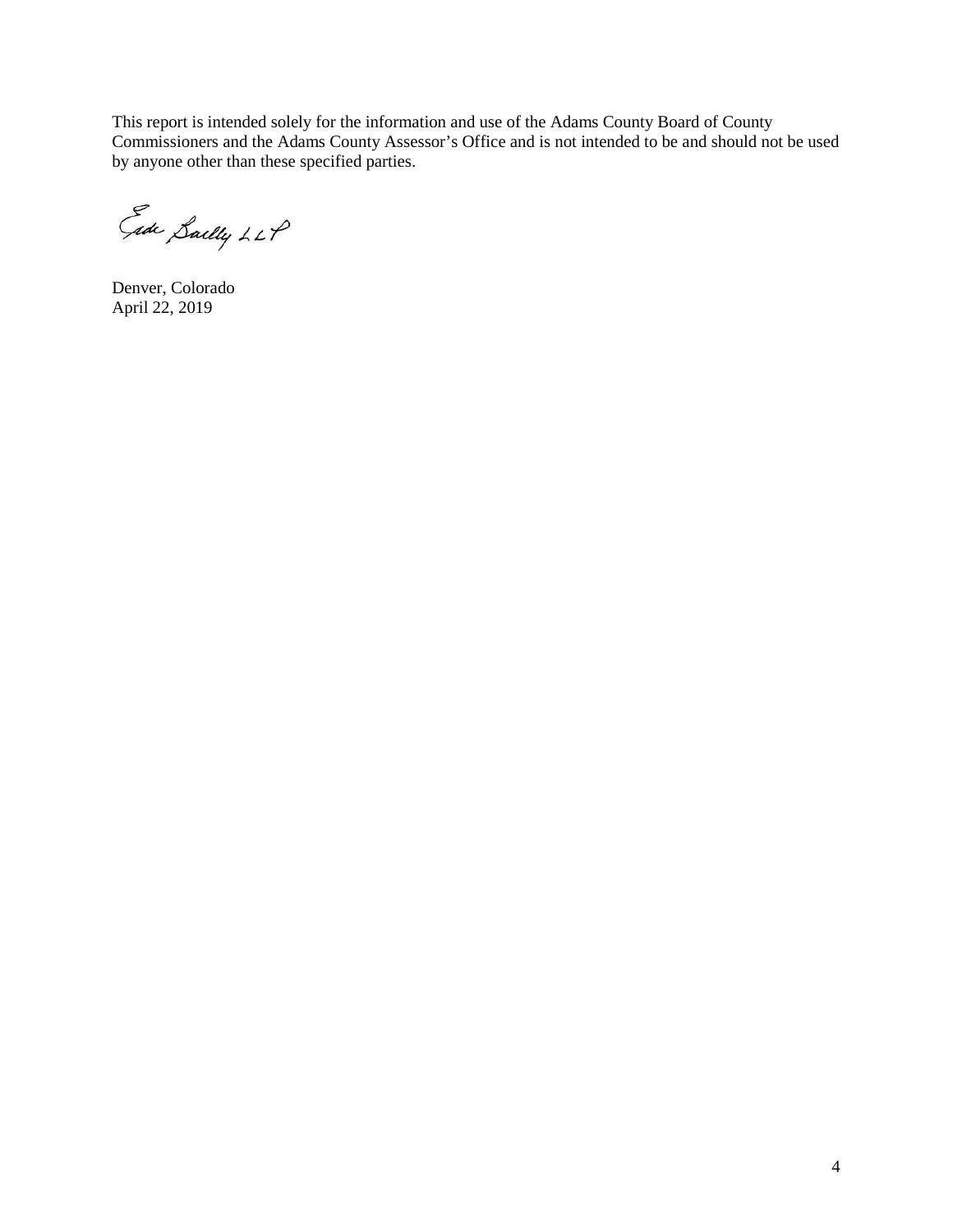This report is intended solely for the information and use of the Adams County Board of County Commissioners and the Adams County Assessor's Office and is not intended to be and should not be used by anyone other than these specified parties.

Eide Bailly LLP

Denver, Colorado
April 22, 2019